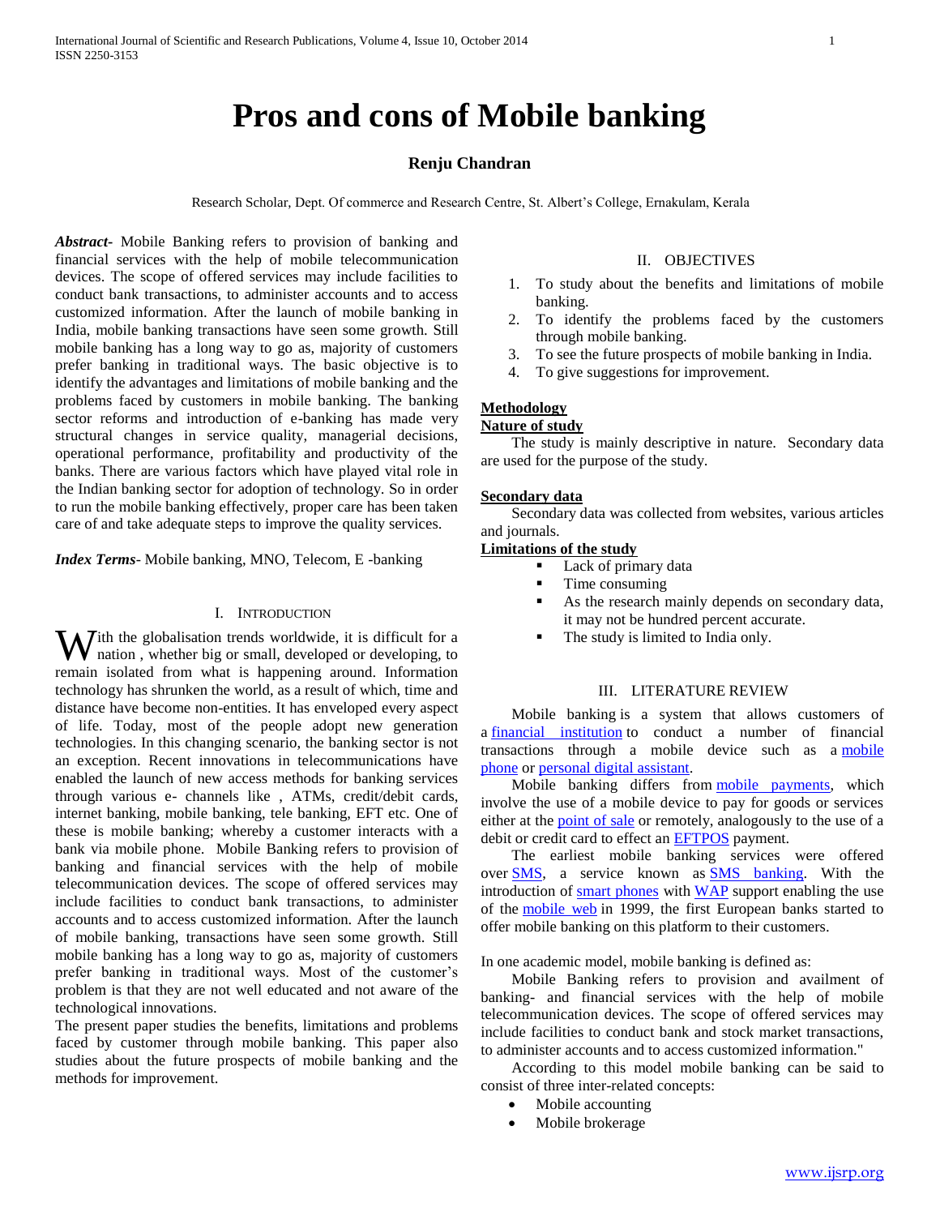# Pros and cons of Mobile banking

**Renju Chandran**

Research Scholar, Dept. Of commerce and Research Centre, St. Albert's College, Ernakulam, Kerala

***Abstract***- Mobile Banking refers to provision of banking and financial services with the help of mobile telecommunication devices. The scope of offered services may include facilities to conduct bank transactions, to administer accounts and to access customized information. After the launch of mobile banking in India, mobile banking transactions have seen some growth. Still mobile banking has a long way to go as, majority of customers prefer banking in traditional ways. The basic objective is to identify the advantages and limitations of mobile banking and the problems faced by customers in mobile banking. The banking sector reforms and introduction of e-banking has made very structural changes in service quality, managerial decisions, operational performance, profitability and productivity of the banks. There are various factors which have played vital role in the Indian banking sector for adoption of technology. So in order to run the mobile banking effectively, proper care has been taken care of and take adequate steps to improve the quality services.

***Index Terms***- Mobile banking, MNO, Telecom, E -banking

## I. Introduction

With the globalisation trends worldwide, it is difficult for a nation , whether big or small, developed or developing, to remain isolated from what is happening around. Information technology has shrunken the world, as a result of which, time and distance have become non-entities. It has enveloped every aspect of life. Today, most of the people adopt new generation technologies. In this changing scenario, the banking sector is not an exception. Recent innovations in telecommunications have enabled the launch of new access methods for banking services through various e- channels like , ATMs, credit/debit cards, internet banking, mobile banking, tele banking, EFT etc. One of these is mobile banking; whereby a customer interacts with a bank via mobile phone. Mobile Banking refers to provision of banking and financial services with the help of mobile telecommunication devices. The scope of offered services may include facilities to conduct bank transactions, to administer accounts and to access customized information. After the launch of mobile banking, transactions have seen some growth. Still mobile banking has a long way to go as, majority of customers prefer banking in traditional ways. Most of the customer's problem is that they are not well educated and not aware of the technological innovations.

The present paper studies the benefits, limitations and problems faced by customer through mobile banking. This paper also studies about the future prospects of mobile banking and the methods for improvement.

## II. Objectives

1. To study about the benefits and limitations of mobile banking.
2. To identify the problems faced by the customers through mobile banking.
3. To see the future prospects of mobile banking in India.
4. To give suggestions for improvement.

### Methodology

#### Nature of study

The study is mainly descriptive in nature. Secondary data are used for the purpose of the study.

#### Secondary data

Secondary data was collected from websites, various articles and journals.

#### Limitations of the study

- Lack of primary data
- Time consuming
- As the research mainly depends on secondary data, it may not be hundred percent accurate.
- The study is limited to India only.

## III. Literature Review

Mobile banking is a system that allows customers of a financial institution to conduct a number of financial transactions through a mobile device such as a mobile phone or personal digital assistant.

Mobile banking differs from mobile payments, which involve the use of a mobile device to pay for goods or services either at the point of sale or remotely, analogously to the use of a debit or credit card to effect an EFTPOS payment.

The earliest mobile banking services were offered over SMS, a service known as SMS banking. With the introduction of smart phones with WAP support enabling the use of the mobile web in 1999, the first European banks started to offer mobile banking on this platform to their customers.

In one academic model, mobile banking is defined as:

Mobile Banking refers to provision and availment of banking- and financial services with the help of mobile telecommunication devices. The scope of offered services may include facilities to conduct bank and stock market transactions, to administer accounts and to access customized information."

According to this model mobile banking can be said to consist of three inter-related concepts:

- Mobile accounting
- Mobile brokerage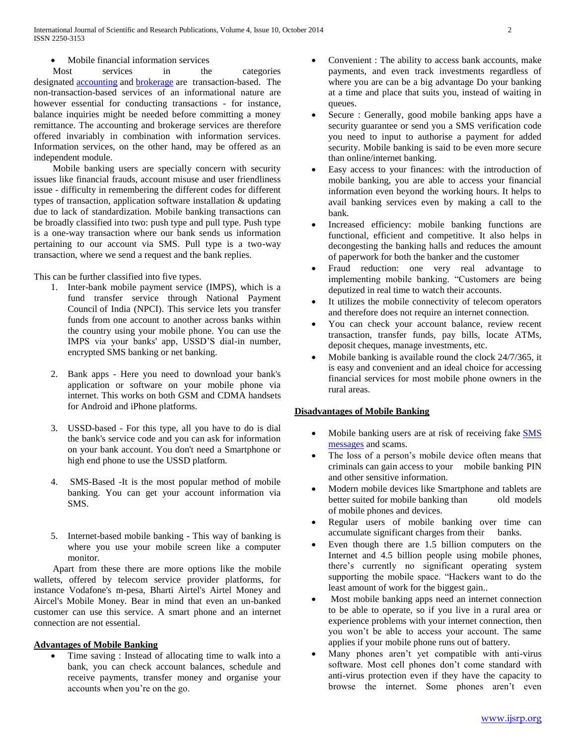- Mobile financial information services

Most services in the categories designated accounting and brokerage are transaction-based. The non-transaction-based services of an informational nature are however essential for conducting transactions - for instance, balance inquiries might be needed before committing a money remittance. The accounting and brokerage services are therefore offered invariably in combination with information services. Information services, on the other hand, may be offered as an independent module.

Mobile banking users are specially concern with security issues like financial frauds, account misuse and user friendliness issue - difficulty in remembering the different codes for different types of transaction, application software installation & updating due to lack of standardization. Mobile banking transactions can be broadly classified into two: push type and pull type. Push type is a one-way transaction where our bank sends us information pertaining to our account via SMS. Pull type is a two-way transaction, where we send a request and the bank replies.

This can be further classified into five types.

1. Inter-bank mobile payment service (IMPS), which is a fund transfer service through National Payment Council of India (NPCI). This service lets you transfer funds from one account to another across banks within the country using your mobile phone. You can use the IMPS via your banks' app, USSD'S dial-in number, encrypted SMS banking or net banking.

2. Bank apps - Here you need to download your bank's application or software on your mobile phone via internet. This works on both GSM and CDMA handsets for Android and iPhone platforms.

3. USSD-based - For this type, all you have to do is dial the bank's service code and you can ask for information on your bank account. You don't need a Smartphone or high end phone to use the USSD platform.

4. SMS-Based -It is the most popular method of mobile banking. You can get your account information via SMS.

5. Internet-based mobile banking - This way of banking is where you use your mobile screen like a computer monitor.

Apart from these there are more options like the mobile wallets, offered by telecom service provider platforms, for instance Vodafone's m-pesa, Bharti Airtel's Airtel Money and Aircel's Mobile Money. Bear in mind that even an un-banked customer can use this service. A smart phone and an internet connection are not essential.

## Advantages of Mobile Banking

- Time saving : Instead of allocating time to walk into a bank, you can check account balances, schedule and receive payments, transfer money and organise your accounts when you're on the go.
- Convenient : The ability to access bank accounts, make payments, and even track investments regardless of where you are can be a big advantage Do your banking at a time and place that suits you, instead of waiting in queues.
- Secure : Generally, good mobile banking apps have a security guarantee or send you a SMS verification code you need to input to authorise a payment for added security. Mobile banking is said to be even more secure than online/internet banking.
- Easy access to your finances: with the introduction of mobile banking, you are able to access your financial information even beyond the working hours. It helps to avail banking services even by making a call to the bank.
- Increased efficiency: mobile banking functions are functional, efficient and competitive. It also helps in decongesting the banking halls and reduces the amount of paperwork for both the banker and the customer
- Fraud reduction: one very real advantage to implementing mobile banking. "Customers are being deputized in real time to watch their accounts.
- It utilizes the mobile connectivity of telecom operators and therefore does not require an internet connection.
- You can check your account balance, review recent transaction, transfer funds, pay bills, locate ATMs, deposit cheques, manage investments, etc.
- Mobile banking is available round the clock 24/7/365, it is easy and convenient and an ideal choice for accessing financial services for most mobile phone owners in the rural areas.

## Disadvantages of Mobile Banking

- Mobile banking users are at risk of receiving fake SMS messages and scams.
- The loss of a person's mobile device often means that criminals can gain access to your mobile banking PIN and other sensitive information.
- Modern mobile devices like Smartphone and tablets are better suited for mobile banking than old models of mobile phones and devices.
- Regular users of mobile banking over time can accumulate significant charges from their banks.
- Even though there are 1.5 billion computers on the Internet and 4.5 billion people using mobile phones, there's currently no significant operating system supporting the mobile space. "Hackers want to do the least amount of work for the biggest gain..
- Most mobile banking apps need an internet connection to be able to operate, so if you live in a rural area or experience problems with your internet connection, then you won't be able to access your account. The same applies if your mobile phone runs out of battery.
- Many phones aren't yet compatible with anti-virus software. Most cell phones don't come standard with anti-virus protection even if they have the capacity to browse the internet. Some phones aren't even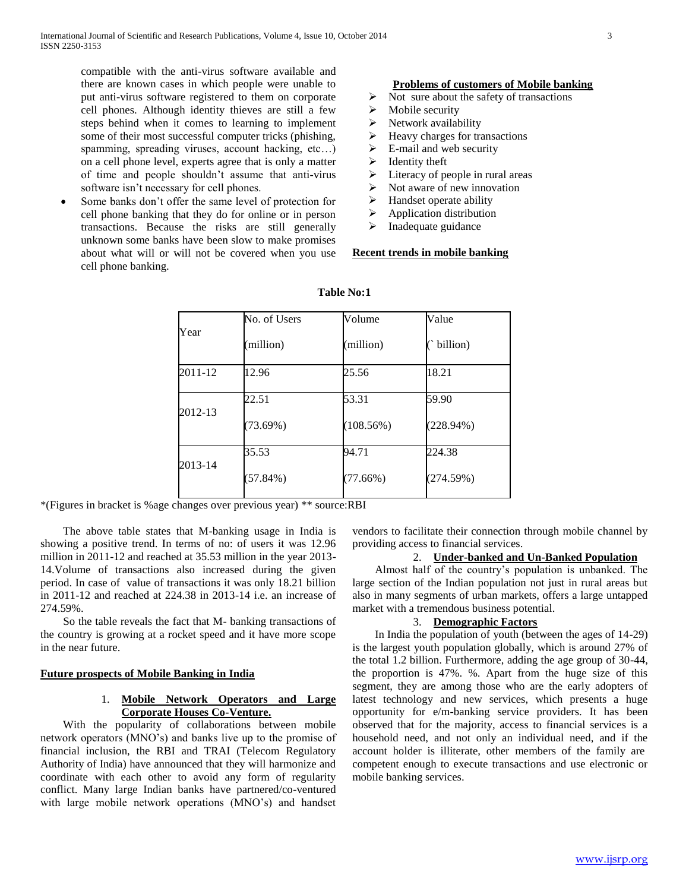compatible with the anti-virus software available and there are known cases in which people were unable to put anti-virus software registered to them on corporate cell phones. Although identity thieves are still a few steps behind when it comes to learning to implement some of their most successful computer tricks (phishing, spamming, spreading viruses, account hacking, etc…) on a cell phone level, experts agree that is only a matter of time and people shouldn't assume that anti-virus software isn't necessary for cell phones.

- Some banks don't offer the same level of protection for cell phone banking that they do for online or in person transactions. Because the risks are still generally unknown some banks have been slow to make promises about what will or will not be covered when you use cell phone banking.

**Problems of customers of Mobile banking**

- Not sure about the safety of transactions
- Mobile security
- Network availability
- Heavy charges for transactions
- E-mail and web security
- Identity theft
- Literacy of people in rural areas
- Not aware of new innovation
- Handset operate ability
- Application distribution
- Inadequate guidance

**Recent trends in mobile banking**

**Table No:1**

| Year | No. of Users (million) | Volume (million) | Value (` billion) |
|---|---|---|---|
| 2011-12 | 12.96 | 25.56 | 18.21 |
| 2012-13 | 22.51 (73.69%) | 53.31 (108.56%) | 59.90 (228.94%) |
| 2013-14 | 35.53 (57.84%) | 94.71 (77.66%) | 224.38 (274.59%) |

*(Figures in bracket is %age changes over previous year) ** source:RBI

The above table states that M-banking usage in India is showing a positive trend. In terms of no: of users it was 12.96 million in 2011-12 and reached at 35.53 million in the year 2013-14.Volume of transactions also increased during the given period. In case of value of transactions it was only 18.21 billion in 2011-12 and reached at 224.38 in 2013-14 i.e. an increase of 274.59%.

So the table reveals the fact that M- banking transactions of the country is growing at a rocket speed and it have more scope in the near future.

**Future prospects of Mobile Banking in India**

1. **Mobile Network Operators and Large Corporate Houses Co-Venture.**

With the popularity of collaborations between mobile network operators (MNO's) and banks live up to the promise of financial inclusion, the RBI and TRAI (Telecom Regulatory Authority of India) have announced that they will harmonize and coordinate with each other to avoid any form of regularity conflict. Many large Indian banks have partnered/co-ventured with large mobile network operations (MNO's) and handset vendors to facilitate their connection through mobile channel by providing access to financial services.

2. **Under-banked and Un-Banked Population**

Almost half of the country's population is unbanked. The large section of the Indian population not just in rural areas but also in many segments of urban markets, offers a large untapped market with a tremendous business potential.

3. **Demographic Factors**

In India the population of youth (between the ages of 14-29) is the largest youth population globally, which is around 27% of the total 1.2 billion. Furthermore, adding the age group of 30-44, the proportion is 47%. %. Apart from the huge size of this segment, they are among those who are the early adopters of latest technology and new services, which presents a huge opportunity for e/m-banking service providers. It has been observed that for the majority, access to financial services is a household need, and not only an individual need, and if the account holder is illiterate, other members of the family are competent enough to execute transactions and use electronic or mobile banking services.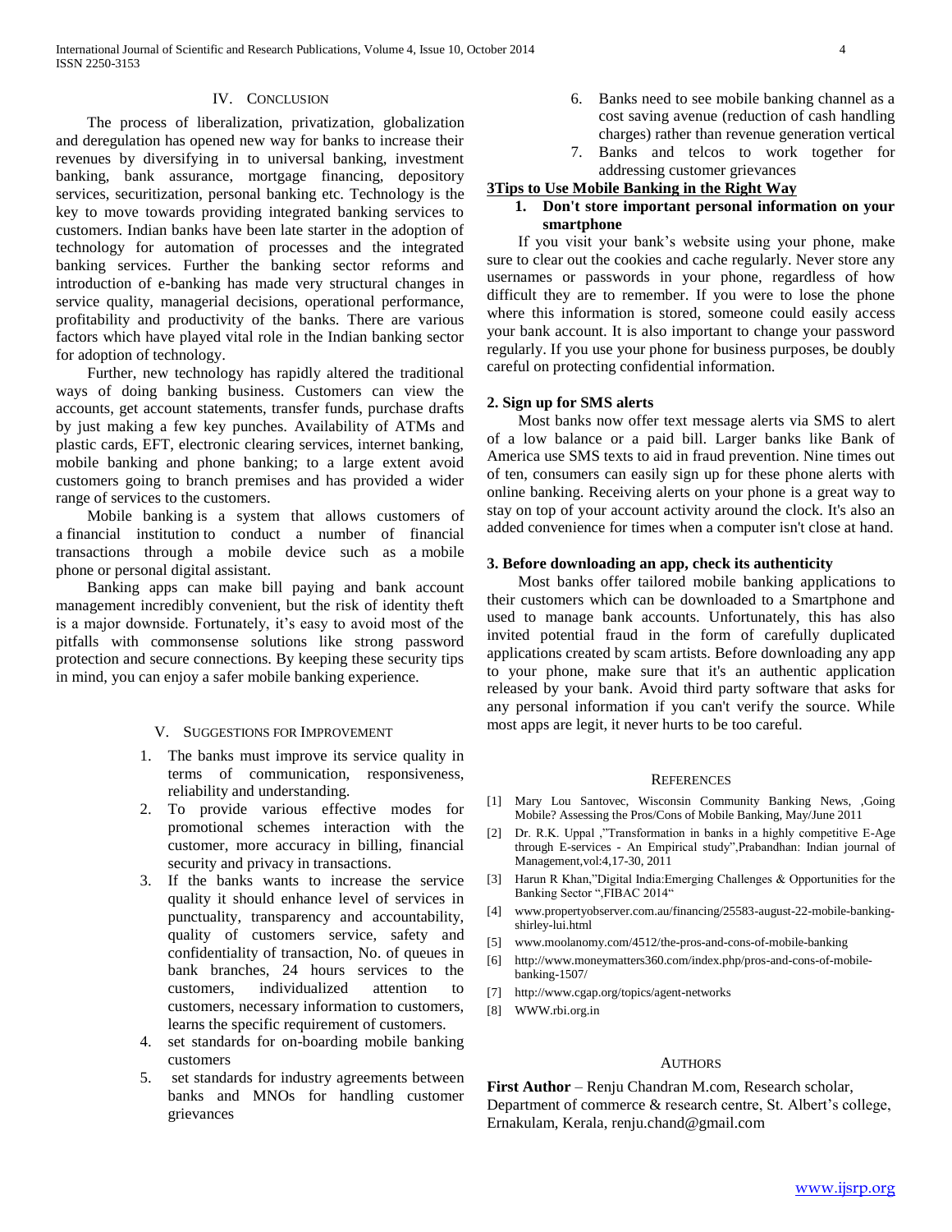## IV. Conclusion

The process of liberalization, privatization, globalization and deregulation has opened new way for banks to increase their revenues by diversifying in to universal banking, investment banking, bank assurance, mortgage financing, depository services, securitization, personal banking etc. Technology is the key to move towards providing integrated banking services to customers. Indian banks have been late starter in the adoption of technology for automation of processes and the integrated banking services. Further the banking sector reforms and introduction of e-banking has made very structural changes in service quality, managerial decisions, operational performance, profitability and productivity of the banks. There are various factors which have played vital role in the Indian banking sector for adoption of technology.

Further, new technology has rapidly altered the traditional ways of doing banking business. Customers can view the accounts, get account statements, transfer funds, purchase drafts by just making a few key punches. Availability of ATMs and plastic cards, EFT, electronic clearing services, internet banking, mobile banking and phone banking; to a large extent avoid customers going to branch premises and has provided a wider range of services to the customers.

Mobile banking is a system that allows customers of a financial institution to conduct a number of financial transactions through a mobile device such as a mobile phone or personal digital assistant.

Banking apps can make bill paying and bank account management incredibly convenient, but the risk of identity theft is a major downside. Fortunately, it's easy to avoid most of the pitfalls with commonsense solutions like strong password protection and secure connections. By keeping these security tips in mind, you can enjoy a safer mobile banking experience.

## V. Suggestions for Improvement

1. The banks must improve its service quality in terms of communication, responsiveness, reliability and understanding.
2. To provide various effective modes for promotional schemes interaction with the customer, more accuracy in billing, financial security and privacy in transactions.
3. If the banks wants to increase the service quality it should enhance level of services in punctuality, transparency and accountability, quality of customers service, safety and confidentiality of transaction, No. of queues in bank branches, 24 hours services to the customers, individualized attention to customers, necessary information to customers, learns the specific requirement of customers.
4. set standards for on-boarding mobile banking customers
5. set standards for industry agreements between banks and MNOs for handling customer grievances
6. Banks need to see mobile banking channel as a cost saving avenue (reduction of cash handling charges) rather than revenue generation vertical
7. Banks and telcos to work together for addressing customer grievances

**3Tips to Use Mobile Banking in the Right Way**

**1. Don't store important personal information on your smartphone**

If you visit your bank's website using your phone, make sure to clear out the cookies and cache regularly. Never store any usernames or passwords in your phone, regardless of how difficult they are to remember. If you were to lose the phone where this information is stored, someone could easily access your bank account. It is also important to change your password regularly. If you use your phone for business purposes, be doubly careful on protecting confidential information.

**2. Sign up for SMS alerts**

Most banks now offer text message alerts via SMS to alert of a low balance or a paid bill. Larger banks like Bank of America use SMS texts to aid in fraud prevention. Nine times out of ten, consumers can easily sign up for these phone alerts with online banking. Receiving alerts on your phone is a great way to stay on top of your account activity around the clock. It's also an added convenience for times when a computer isn't close at hand.

**3. Before downloading an app, check its authenticity**

Most banks offer tailored mobile banking applications to their customers which can be downloaded to a Smartphone and used to manage bank accounts. Unfortunately, this has also invited potential fraud in the form of carefully duplicated applications created by scam artists. Before downloading any app to your phone, make sure that it's an authentic application released by your bank. Avoid third party software that asks for any personal information if you can't verify the source. While most apps are legit, it never hurts to be too careful.

## References

[1] Mary Lou Santovec, Wisconsin Community Banking News, ,Going Mobile? Assessing the Pros/Cons of Mobile Banking, May/June 2011

[2] Dr. R.K. Uppal ,"Transformation in banks in a highly competitive E-Age through E-services - An Empirical study",Prabandhan: Indian journal of Management,vol:4,17-30, 2011

[3] Harun R Khan,"Digital India:Emerging Challenges & Opportunities for the Banking Sector ",FIBAC 2014"

[4] www.propertyobserver.com.au/financing/25583-august-22-mobile-banking-shirley-lui.html

[5] www.moolanomy.com/4512/the-pros-and-cons-of-mobile-banking

[6] http://www.moneymatters360.com/index.php/pros-and-cons-of-mobile-banking-1507/

[7] http://www.cgap.org/topics/agent-networks

[8] WWW.rbi.org.in

## Authors

**First Author** – Renju Chandran M.com, Research scholar, Department of commerce & research centre, St. Albert's college, Ernakulam, Kerala, renju.chand@gmail.com